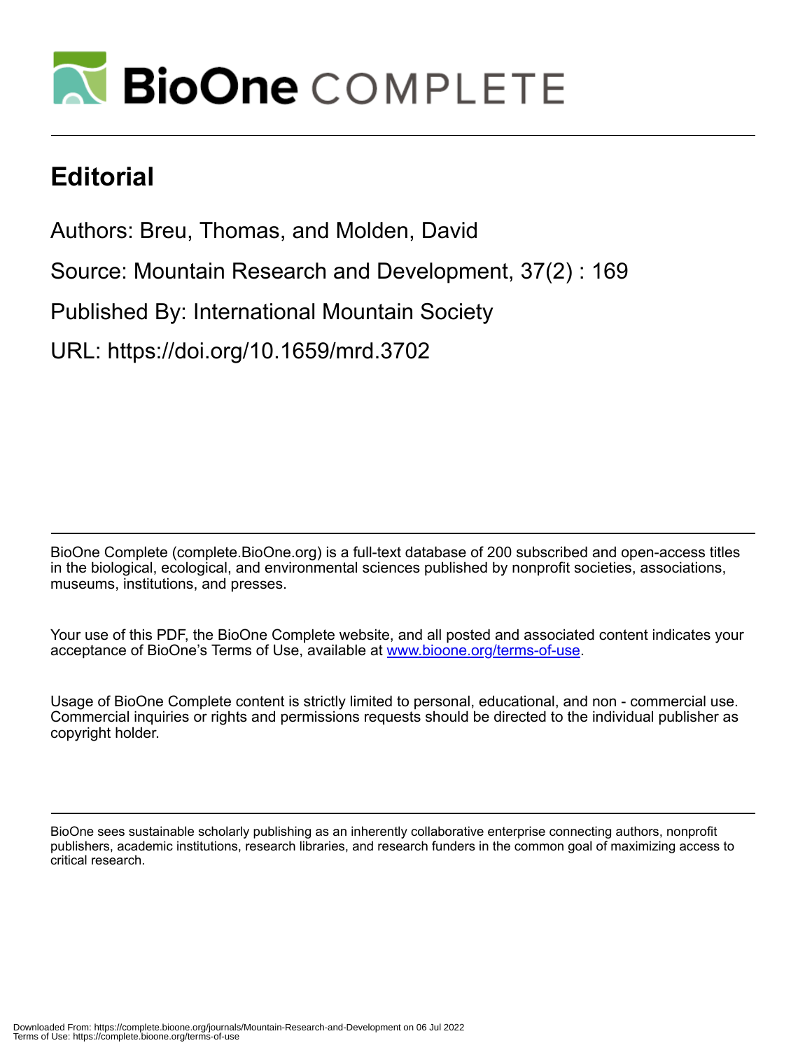# Editorial

Authors: Breu, Thomas, and Molden, David

Source: Mountain Research and Development, 37(2) : 169

Published By: International Mountain Society

URL: https://doi.org/10.1659/mrd.3702

BioOne Complete (complete.BioOne.org) is a full-text database of 200 subscribed and open-access titles in the biological, ecological, and environmental sciences published by nonprofit societies, associations, museums, institutions, and presses.

Your use of this PDF, the BioOne Complete website, and all posted and associated content indicates your acceptance of BioOne's Terms of Use, available at www.bioone.org/terms-of-use.

Usage of BioOne Complete content is strictly limited to personal, educational, and non - commercial use. Commercial inquiries or rights and permissions requests should be directed to the individual publisher as copyright holder.

BioOne sees sustainable scholarly publishing as an inherently collaborative enterprise connecting authors, nonprofit publishers, academic institutions, research libraries, and research funders in the common goal of maximizing access to critical research.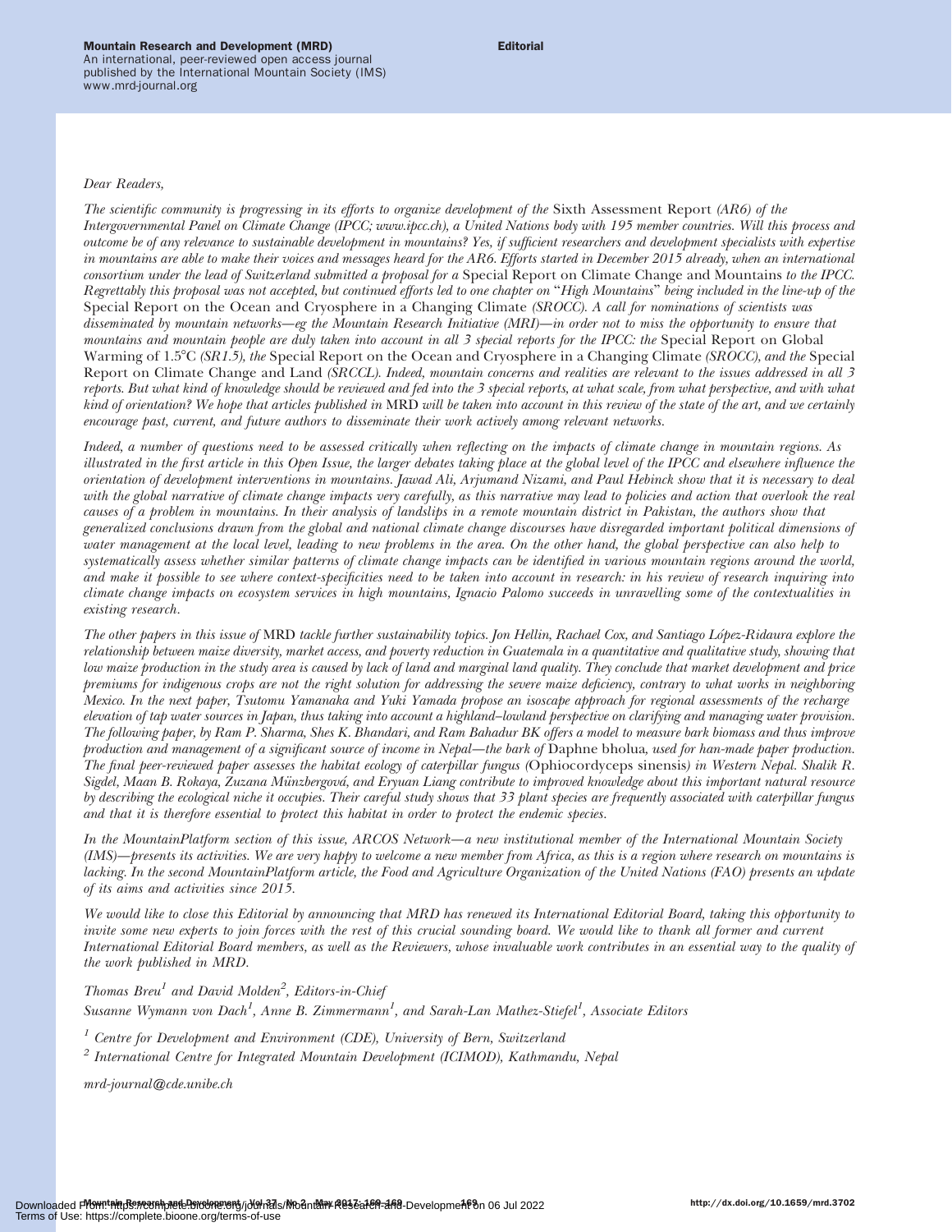Dear Readers,

*The scientific community is progressing in its efforts to organize development of the* Sixth Assessment Report *(AR6) of the Intergovernmental Panel on Climate Change (IPCC; www.ipcc.ch), a United Nations body with 195 member countries. Will this process and outcome be of any relevance to sustainable development in mountains? Yes, if sufficient researchers and development specialists with expertise in mountains are able to make their voices and messages heard for the AR6. Efforts started in December 2015 already, when an international consortium under the lead of Switzerland submitted a proposal for a* Special Report on Climate Change and Mountains *to the IPCC. Regrettably this proposal was not accepted, but continued efforts led to one chapter on "High Mountains" being included in the line-up of the* Special Report on the Ocean and Cryosphere in a Changing Climate *(SROCC). A call for nominations of scientists was disseminated by mountain networks—eg the Mountain Research Initiative (MRI)—in order not to miss the opportunity to ensure that mountains and mountain people are duly taken into account in all 3 special reports for the IPCC: the* Special Report on Global Warming of 1.5°C *(SR1.5), the* Special Report on the Ocean and Cryosphere in a Changing Climate *(SROCC), and the* Special Report on Climate Change and Land *(SRCCL). Indeed, mountain concerns and realities are relevant to the issues addressed in all 3 reports. But what kind of knowledge should be reviewed and fed into the 3 special reports, at what scale, from what perspective, and with what kind of orientation? We hope that articles published in* MRD *will be taken into account in this review of the state of the art, and we certainly encourage past, current, and future authors to disseminate their work actively among relevant networks.*

*Indeed, a number of questions need to be assessed critically when reflecting on the impacts of climate change in mountain regions. As illustrated in the first article in this Open Issue, the larger debates taking place at the global level of the IPCC and elsewhere influence the orientation of development interventions in mountains. Jawad Ali, Arjumand Nizami, and Paul Hebinck show that it is necessary to deal with the global narrative of climate change impacts very carefully, as this narrative may lead to policies and action that overlook the real causes of a problem in mountains. In their analysis of landslips in a remote mountain district in Pakistan, the authors show that generalized conclusions drawn from the global and national climate change discourses have disregarded important political dimensions of water management at the local level, leading to new problems in the area. On the other hand, the global perspective can also help to systematically assess whether similar patterns of climate change impacts can be identified in various mountain regions around the world, and make it possible to see where context-specificities need to be taken into account in research: in his review of research inquiring into climate change impacts on ecosystem services in high mountains, Ignacio Palomo succeeds in unravelling some of the contextualities in existing research.*

*The other papers in this issue of* MRD *tackle further sustainability topics. Jon Hellin, Rachael Cox, and Santiago López-Ridaura explore the relationship between maize diversity, market access, and poverty reduction in Guatemala in a quantitative and qualitative study, showing that low maize production in the study area is caused by lack of land and marginal land quality. They conclude that market development and price premiums for indigenous crops are not the right solution for addressing the severe maize deficiency, contrary to what works in neighboring Mexico. In the next paper, Tsutomu Yamanaka and Yuki Yamada propose an isoscape approach for regional assessments of the recharge elevation of tap water sources in Japan, thus taking into account a highland–lowland perspective on clarifying and managing water provision. The following paper, by Ram P. Sharma, Shes K. Bhandari, and Ram Bahadur BK offers a model to measure bark biomass and thus improve production and management of a significant source of income in Nepal—the bark of* Daphne bholua*, used for han-made paper production. The final peer-reviewed paper assesses the habitat ecology of caterpillar fungus (*Ophiocordyceps sinensis*) in Western Nepal. Shalik R. Sigdel, Maan B. Rokaya, Zuzana Münzbergová, and Eryuan Liang contribute to improved knowledge about this important natural resource by describing the ecological niche it occupies. Their careful study shows that 33 plant species are frequently associated with caterpillar fungus and that it is therefore essential to protect this habitat in order to protect the endemic species.*

*In the MountainPlatform section of this issue, ARCOS Network—a new institutional member of the International Mountain Society (IMS)—presents its activities. We are very happy to welcome a new member from Africa, as this is a region where research on mountains is lacking. In the second MountainPlatform article, the Food and Agriculture Organization of the United Nations (FAO) presents an update of its aims and activities since 2015.*

*We would like to close this Editorial by announcing that MRD has renewed its International Editorial Board, taking this opportunity to invite some new experts to join forces with the rest of this crucial sounding board. We would like to thank all former and current International Editorial Board members, as well as the Reviewers, whose invaluable work contributes in an essential way to the quality of the work published in MRD.*

*Thomas Breu[1] and David Molden[2], Editors-in-Chief*
*Susanne Wymann von Dach[1], Anne B. Zimmermann[1], and Sarah-Lan Mathez-Stiefel[1], Associate Editors*

*[1] Centre for Development and Environment (CDE), University of Bern, Switzerland*
*[2] International Centre for Integrated Mountain Development (ICIMOD), Kathmandu, Nepal*

*mrd-journal@cde.unibe.ch*